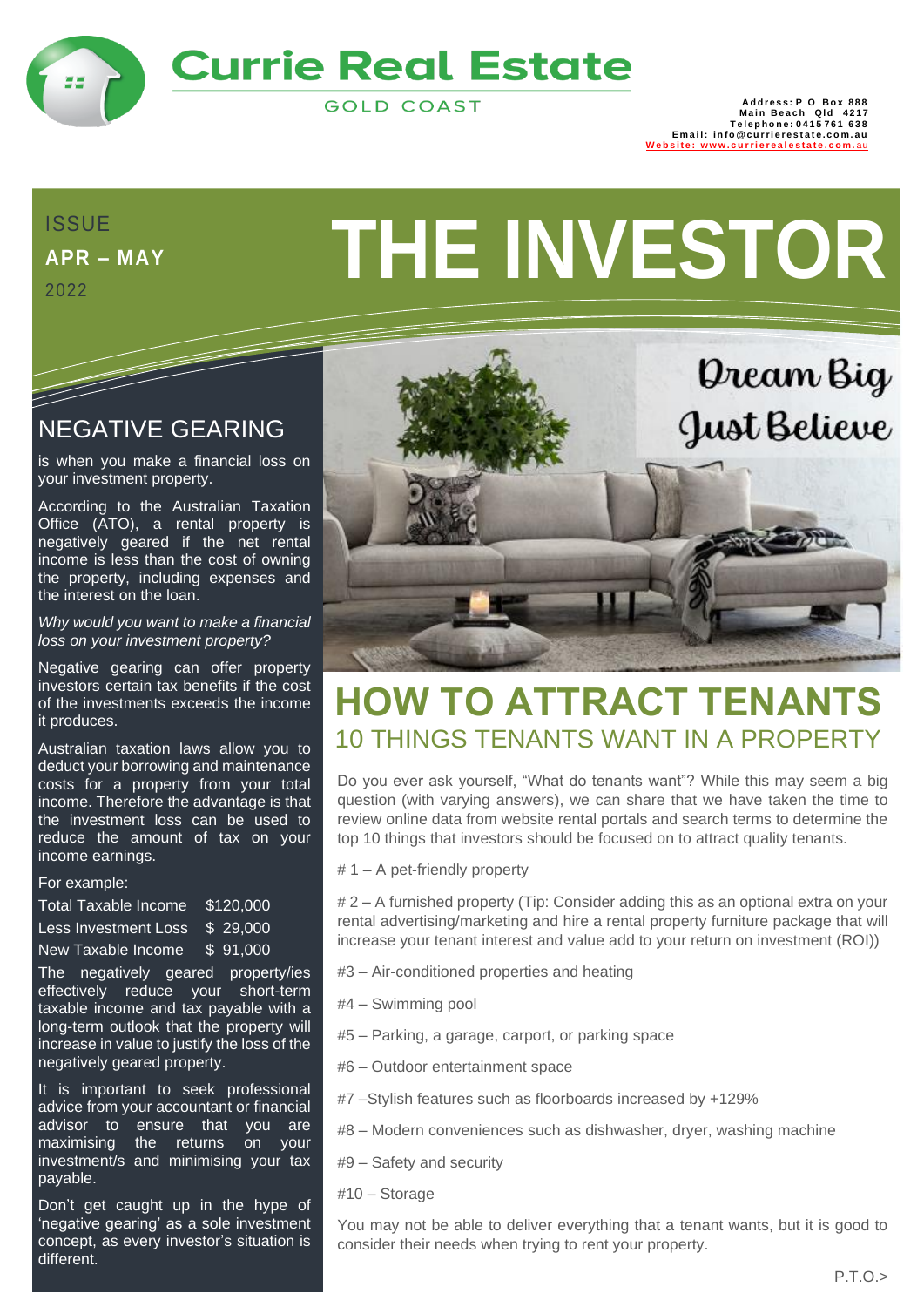# Currie Real Estate

GOLD COAST

**Address: P O Box 888**
**Main Beach Qld 4217**
**Telephone: 0415 761 638**
**Email: info@currierestate.com.au**
**Website: www.currierealestate.com.au**

ISSUE
**APR – MAY**
2022

# THE INVESTOR

## NEGATIVE GEARING

is when you make a financial loss on your investment property.

According to the Australian Taxation Office (ATO), a rental property is negatively geared if the net rental income is less than the cost of owning the property, including expenses and the interest on the loan.

*Why would you want to make a financial loss on your investment property?*

Negative gearing can offer property investors certain tax benefits if the cost of the investments exceeds the income it produces.

Australian taxation laws allow you to deduct your borrowing and maintenance costs for a property from your total income. Therefore the advantage is that the investment loss can be used to reduce the amount of tax on your income earnings.

For example:

| | |
|---|---|
| Total Taxable Income | $120,000 |
| Less Investment Loss | $ 29,000 |
| New Taxable Income | $ 91,000 |

The negatively geared property/ies effectively reduce your short-term taxable income and tax payable with a long-term outlook that the property will increase in value to justify the loss of the negatively geared property.

It is important to seek professional advice from your accountant or financial advisor to ensure that you are maximising the returns on your investment/s and minimising your tax payable.

Don't get caught up in the hype of 'negative gearing' as a sole investment concept, as every investor's situation is different.

Dream Big
Just Believe

## HOW TO ATTRACT TENANTS

### 10 THINGS TENANTS WANT IN A PROPERTY

Do you ever ask yourself, "What do tenants want"? While this may seem a big question (with varying answers), we can share that we have taken the time to review online data from website rental portals and search terms to determine the top 10 things that investors should be focused on to attract quality tenants.

# 1 – A pet-friendly property

# 2 – A furnished property (Tip: Consider adding this as an optional extra on your rental advertising/marketing and hire a rental property furniture package that will increase your tenant interest and value add to your return on investment (ROI))

#3 – Air-conditioned properties and heating

#4 – Swimming pool

#5 – Parking, a garage, carport, or parking space

#6 – Outdoor entertainment space

#7 –Stylish features such as floorboards increased by +129%

#8 – Modern conveniences such as dishwasher, dryer, washing machine

#9 – Safety and security

#10 – Storage

You may not be able to deliver everything that a tenant wants, but it is good to consider their needs when trying to rent your property.

P.T.O.>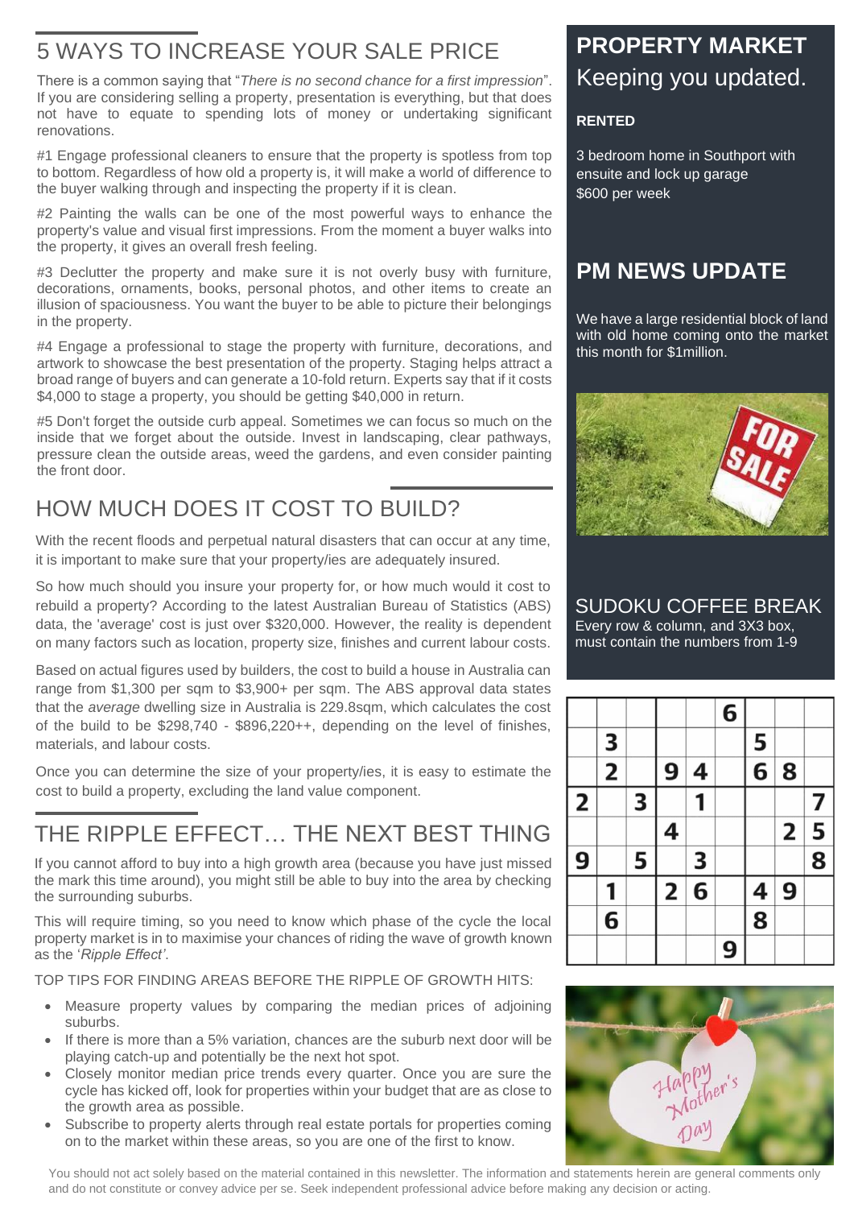## 5 WAYS TO INCREASE YOUR SALE PRICE

There is a common saying that "*There is no second chance for a first impression*". If you are considering selling a property, presentation is everything, but that does not have to equate to spending lots of money or undertaking significant renovations.

#1 Engage professional cleaners to ensure that the property is spotless from top to bottom. Regardless of how old a property is, it will make a world of difference to the buyer walking through and inspecting the property if it is clean.

#2 Painting the walls can be one of the most powerful ways to enhance the property's value and visual first impressions. From the moment a buyer walks into the property, it gives an overall fresh feeling.

#3 Declutter the property and make sure it is not overly busy with furniture, decorations, ornaments, books, personal photos, and other items to create an illusion of spaciousness. You want the buyer to be able to picture their belongings in the property.

#4 Engage a professional to stage the property with furniture, decorations, and artwork to showcase the best presentation of the property. Staging helps attract a broad range of buyers and can generate a 10-fold return. Experts say that if it costs $4,000 to stage a property, you should be getting $40,000 in return.

#5 Don't forget the outside curb appeal. Sometimes we can focus so much on the inside that we forget about the outside. Invest in landscaping, clear pathways, pressure clean the outside areas, weed the gardens, and even consider painting the front door.

## HOW MUCH DOES IT COST TO BUILD?

With the recent floods and perpetual natural disasters that can occur at any time, it is important to make sure that your property/ies are adequately insured.

So how much should you insure your property for, or how much would it cost to rebuild a property? According to the latest Australian Bureau of Statistics (ABS) data, the 'average' cost is just over $320,000. However, the reality is dependent on many factors such as location, property size, finishes and current labour costs.

Based on actual figures used by builders, the cost to build a house in Australia can range from $1,300 per sqm to $3,900+ per sqm. The ABS approval data states that the *average* dwelling size in Australia is 229.8sqm, which calculates the cost of the build to be $298,740 - $896,220++, depending on the level of finishes, materials, and labour costs.

Once you can determine the size of your property/ies, it is easy to estimate the cost to build a property, excluding the land value component.

## THE RIPPLE EFFECT… THE NEXT BEST THING

If you cannot afford to buy into a high growth area (because you have just missed the mark this time around), you might still be able to buy into the area by checking the surrounding suburbs.

This will require timing, so you need to know which phase of the cycle the local property market is in to maximise your chances of riding the wave of growth known as the '*Ripple Effect'*.

TOP TIPS FOR FINDING AREAS BEFORE THE RIPPLE OF GROWTH HITS:

- Measure property values by comparing the median prices of adjoining suburbs.
- If there is more than a 5% variation, chances are the suburb next door will be playing catch-up and potentially be the next hot spot.
- Closely monitor median price trends every quarter. Once you are sure the cycle has kicked off, look for properties within your budget that are as close to the growth area as possible.
- Subscribe to property alerts through real estate portals for properties coming on to the market within these areas, so you are one of the first to know.

## PROPERTY MARKET
Keeping you updated.

**RENTED**

3 bedroom home in Southport with ensuite and lock up garage
$600 per week

## PM NEWS UPDATE

We have a large residential block of land with old home coming onto the market this month for $1million.

## SUDOKU COFFEE BREAK

Every row & column, and 3X3 box, must contain the numbers from 1-9

| | | | | | | | | |
|---|---|---|---|---|---|---|---|---|
| | | | | | 6 | | | |
| | 3 | | | | | 5 | | |
| | 2 | | 9 | 4 | | 6 | 8 | |
| 2 | | 3 | | 1 | | | | 7 |
| | | | 4 | | | | 2 | 5 |
| 9 | | 5 | | 3 | | | | 8 |
| | 1 | | 2 | 6 | | 4 | 9 | |
| | 6 | | | | | 8 | | |
| | | | | | 9 | | | |

You should not act solely based on the material contained in this newsletter. The information and statements herein are general comments only and do not constitute or convey advice per se. Seek independent professional advice before making any decision or acting.